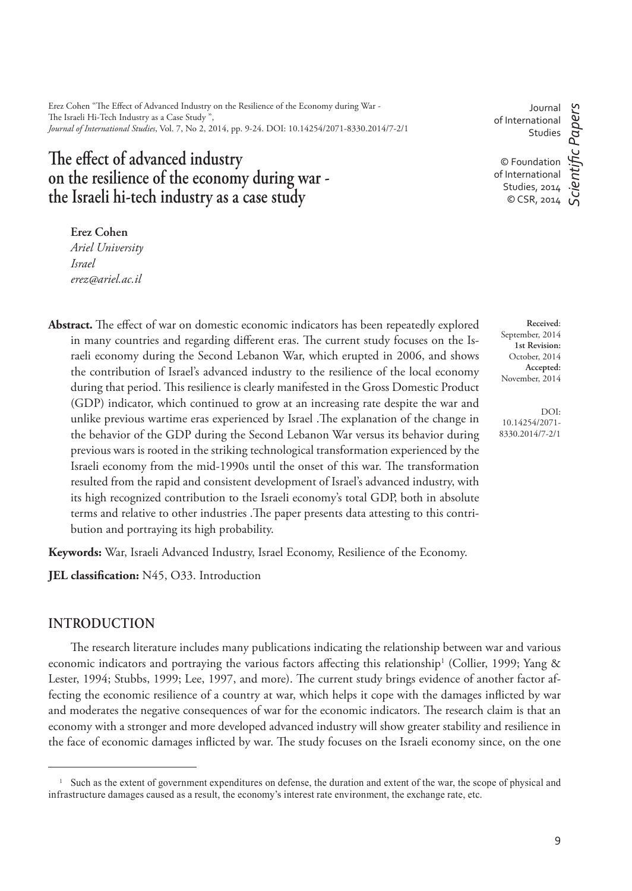Erez Cohen "The Effect of Advanced Industry on the Resilience of the Economy during War - The Israeli Hi-Tech Industry as a Case Study ", *Journal of International Studies*, Vol. 7, No 2, 2014, pp. 9-24. DOI: 10.14254/2071-8330.2014/7-2/1

Journal of International Studies

© Foundation of International Studies, 2014
© CSR, 2014

*Scientific Papers*

# The effect of advanced industry on the resilience of the economy during war - the Israeli hi-tech industry as a case study

**Erez Cohen**
*Ariel University*
*Israel*
*erez@ariel.ac.il*

**Received**: September, 2014
**1st Revision:** October, 2014
**Accepted:** November, 2014

DOI: 10.14254/2071-8330.2014/7-2/1

**Abstract.** The effect of war on domestic economic indicators has been repeatedly explored in many countries and regarding different eras. The current study focuses on the Israeli economy during the Second Lebanon War, which erupted in 2006, and shows the contribution of Israel's advanced industry to the resilience of the local economy during that period. This resilience is clearly manifested in the Gross Domestic Product (GDP) indicator, which continued to grow at an increasing rate despite the war and unlike previous wartime eras experienced by Israel .The explanation of the change in the behavior of the GDP during the Second Lebanon War versus its behavior during previous wars is rooted in the striking technological transformation experienced by the Israeli economy from the mid-1990s until the onset of this war. The transformation resulted from the rapid and consistent development of Israel's advanced industry, with its high recognized contribution to the Israeli economy's total GDP, both in absolute terms and relative to other industries .The paper presents data attesting to this contribution and portraying its high probability.

**Keywords:** War, Israeli Advanced Industry, Israel Economy, Resilience of the Economy.

**JEL classification:** N45, O33. Introduction

## INTRODUCTION

The research literature includes many publications indicating the relationship between war and various economic indicators and portraying the various factors affecting this relationship[1] (Collier, 1999; Yang & Lester, 1994; Stubbs, 1999; Lee, 1997, and more). The current study brings evidence of another factor affecting the economic resilience of a country at war, which helps it cope with the damages inflicted by war and moderates the negative consequences of war for the economic indicators. The research claim is that an economy with a stronger and more developed advanced industry will show greater stability and resilience in the face of economic damages inflicted by war. The study focuses on the Israeli economy since, on the one

[1] Such as the extent of government expenditures on defense, the duration and extent of the war, the scope of physical and infrastructure damages caused as a result, the economy's interest rate environment, the exchange rate, etc.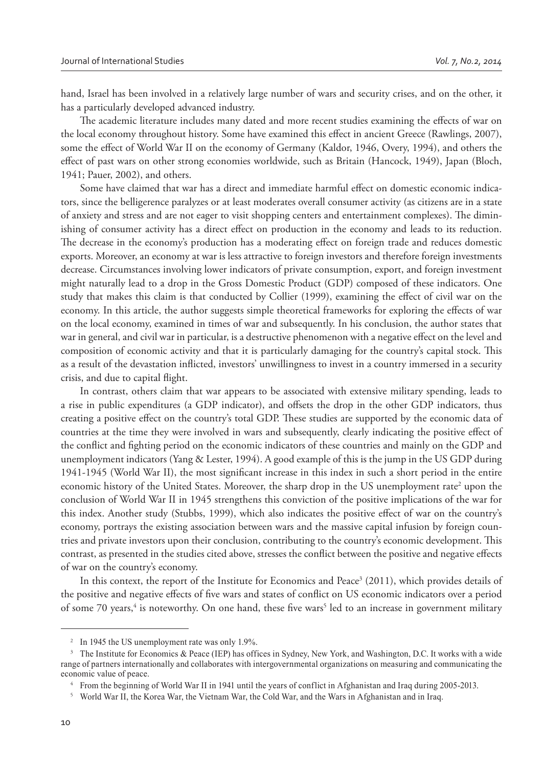hand, Israel has been involved in a relatively large number of wars and security crises, and on the other, it has a particularly developed advanced industry.

The academic literature includes many dated and more recent studies examining the effects of war on the local economy throughout history. Some have examined this effect in ancient Greece (Rawlings, 2007), some the effect of World War II on the economy of Germany (Kaldor, 1946, Overy, 1994), and others the effect of past wars on other strong economies worldwide, such as Britain (Hancock, 1949), Japan (Bloch, 1941; Pauer, 2002), and others.

Some have claimed that war has a direct and immediate harmful effect on domestic economic indicators, since the belligerence paralyzes or at least moderates overall consumer activity (as citizens are in a state of anxiety and stress and are not eager to visit shopping centers and entertainment complexes). The diminishing of consumer activity has a direct effect on production in the economy and leads to its reduction. The decrease in the economy's production has a moderating effect on foreign trade and reduces domestic exports. Moreover, an economy at war is less attractive to foreign investors and therefore foreign investments decrease. Circumstances involving lower indicators of private consumption, export, and foreign investment might naturally lead to a drop in the Gross Domestic Product (GDP) composed of these indicators. One study that makes this claim is that conducted by Collier (1999), examining the effect of civil war on the economy. In this article, the author suggests simple theoretical frameworks for exploring the effects of war on the local economy, examined in times of war and subsequently. In his conclusion, the author states that war in general, and civil war in particular, is a destructive phenomenon with a negative effect on the level and composition of economic activity and that it is particularly damaging for the country's capital stock. This as a result of the devastation inflicted, investors' unwillingness to invest in a country immersed in a security crisis, and due to capital flight.

In contrast, others claim that war appears to be associated with extensive military spending, leads to a rise in public expenditures (a GDP indicator), and offsets the drop in the other GDP indicators, thus creating a positive effect on the country's total GDP. These studies are supported by the economic data of countries at the time they were involved in wars and subsequently, clearly indicating the positive effect of the conflict and fighting period on the economic indicators of these countries and mainly on the GDP and unemployment indicators (Yang & Lester, 1994). A good example of this is the jump in the US GDP during 1941-1945 (World War II), the most significant increase in this index in such a short period in the entire economic history of the United States. Moreover, the sharp drop in the US unemployment rate[2] upon the conclusion of World War II in 1945 strengthens this conviction of the positive implications of the war for this index. Another study (Stubbs, 1999), which also indicates the positive effect of war on the country's economy, portrays the existing association between wars and the massive capital infusion by foreign countries and private investors upon their conclusion, contributing to the country's economic development. This contrast, as presented in the studies cited above, stresses the conflict between the positive and negative effects of war on the country's economy.

In this context, the report of the Institute for Economics and Peace[3] (2011), which provides details of the positive and negative effects of five wars and states of conflict on US economic indicators over a period of some 70 years,[4] is noteworthy. On one hand, these five wars[5] led to an increase in government military

---

[2] In 1945 the US unemployment rate was only 1.9%.

[3] The Institute for Economics & Peace (IEP) has offices in Sydney, New York, and Washington, D.C. It works with a wide range of partners internationally and collaborates with intergovernmental organizations on measuring and communicating the economic value of peace.

[4] From the beginning of World War II in 1941 until the years of conflict in Afghanistan and Iraq during 2005-2013.

[5] World War II, the Korea War, the Vietnam War, the Cold War, and the Wars in Afghanistan and in Iraq.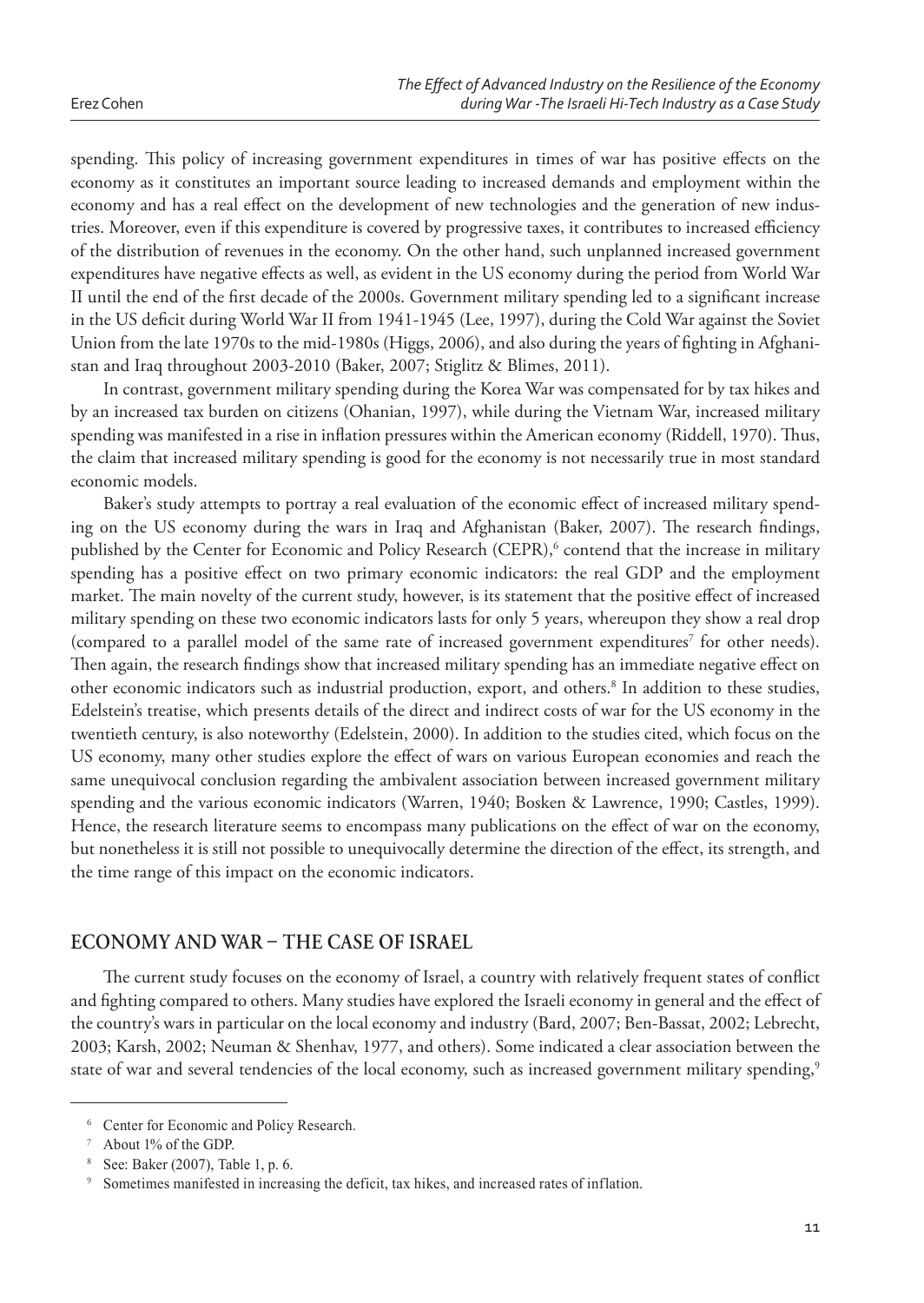spending. This policy of increasing government expenditures in times of war has positive effects on the economy as it constitutes an important source leading to increased demands and employment within the economy and has a real effect on the development of new technologies and the generation of new industries. Moreover, even if this expenditure is covered by progressive taxes, it contributes to increased efficiency of the distribution of revenues in the economy. On the other hand, such unplanned increased government expenditures have negative effects as well, as evident in the US economy during the period from World War II until the end of the first decade of the 2000s. Government military spending led to a significant increase in the US deficit during World War II from 1941-1945 (Lee, 1997), during the Cold War against the Soviet Union from the late 1970s to the mid-1980s (Higgs, 2006), and also during the years of fighting in Afghanistan and Iraq throughout 2003-2010 (Baker, 2007; Stiglitz & Blimes, 2011).

In contrast, government military spending during the Korea War was compensated for by tax hikes and by an increased tax burden on citizens (Ohanian, 1997), while during the Vietnam War, increased military spending was manifested in a rise in inflation pressures within the American economy (Riddell, 1970). Thus, the claim that increased military spending is good for the economy is not necessarily true in most standard economic models.

Baker's study attempts to portray a real evaluation of the economic effect of increased military spending on the US economy during the wars in Iraq and Afghanistan (Baker, 2007). The research findings, published by the Center for Economic and Policy Research (CEPR),[6] contend that the increase in military spending has a positive effect on two primary economic indicators: the real GDP and the employment market. The main novelty of the current study, however, is its statement that the positive effect of increased military spending on these two economic indicators lasts for only 5 years, whereupon they show a real drop (compared to a parallel model of the same rate of increased government expenditures[7] for other needs). Then again, the research findings show that increased military spending has an immediate negative effect on other economic indicators such as industrial production, export, and others.[8] In addition to these studies, Edelstein's treatise, which presents details of the direct and indirect costs of war for the US economy in the twentieth century, is also noteworthy (Edelstein, 2000). In addition to the studies cited, which focus on the US economy, many other studies explore the effect of wars on various European economies and reach the same unequivocal conclusion regarding the ambivalent association between increased government military spending and the various economic indicators (Warren, 1940; Bosken & Lawrence, 1990; Castles, 1999). Hence, the research literature seems to encompass many publications on the effect of war on the economy, but nonetheless it is still not possible to unequivocally determine the direction of the effect, its strength, and the time range of this impact on the economic indicators.

## ECONOMY AND WAR – THE CASE OF ISRAEL

The current study focuses on the economy of Israel, a country with relatively frequent states of conflict and fighting compared to others. Many studies have explored the Israeli economy in general and the effect of the country's wars in particular on the local economy and industry (Bard, 2007; Ben-Bassat, 2002; Lebrecht, 2003; Karsh, 2002; Neuman & Shenhav, 1977, and others). Some indicated a clear association between the state of war and several tendencies of the local economy, such as increased government military spending,[9]

---

[6] Center for Economic and Policy Research.

[7] About 1% of the GDP.

[8] See: Baker (2007), Table 1, p. 6.

[9] Sometimes manifested in increasing the deficit, tax hikes, and increased rates of inflation.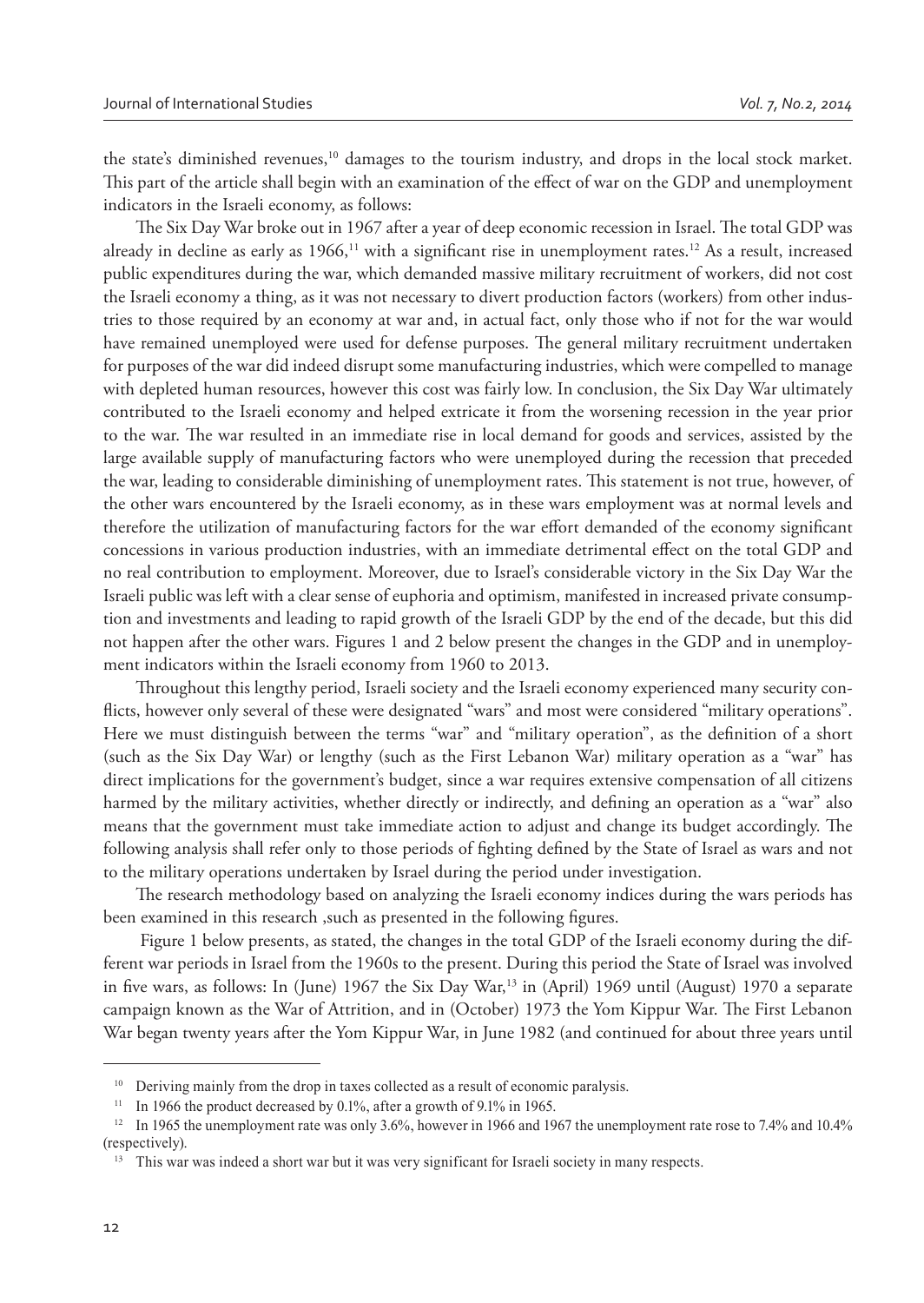the state's diminished revenues,[10] damages to the tourism industry, and drops in the local stock market. This part of the article shall begin with an examination of the effect of war on the GDP and unemployment indicators in the Israeli economy, as follows:

The Six Day War broke out in 1967 after a year of deep economic recession in Israel. The total GDP was already in decline as early as 1966,[11] with a significant rise in unemployment rates.[12] As a result, increased public expenditures during the war, which demanded massive military recruitment of workers, did not cost the Israeli economy a thing, as it was not necessary to divert production factors (workers) from other industries to those required by an economy at war and, in actual fact, only those who if not for the war would have remained unemployed were used for defense purposes. The general military recruitment undertaken for purposes of the war did indeed disrupt some manufacturing industries, which were compelled to manage with depleted human resources, however this cost was fairly low. In conclusion, the Six Day War ultimately contributed to the Israeli economy and helped extricate it from the worsening recession in the year prior to the war. The war resulted in an immediate rise in local demand for goods and services, assisted by the large available supply of manufacturing factors who were unemployed during the recession that preceded the war, leading to considerable diminishing of unemployment rates. This statement is not true, however, of the other wars encountered by the Israeli economy, as in these wars employment was at normal levels and therefore the utilization of manufacturing factors for the war effort demanded of the economy significant concessions in various production industries, with an immediate detrimental effect on the total GDP and no real contribution to employment. Moreover, due to Israel's considerable victory in the Six Day War the Israeli public was left with a clear sense of euphoria and optimism, manifested in increased private consumption and investments and leading to rapid growth of the Israeli GDP by the end of the decade, but this did not happen after the other wars. Figures 1 and 2 below present the changes in the GDP and in unemployment indicators within the Israeli economy from 1960 to 2013.

Throughout this lengthy period, Israeli society and the Israeli economy experienced many security conflicts, however only several of these were designated "wars" and most were considered "military operations". Here we must distinguish between the terms "war" and "military operation", as the definition of a short (such as the Six Day War) or lengthy (such as the First Lebanon War) military operation as a "war" has direct implications for the government's budget, since a war requires extensive compensation of all citizens harmed by the military activities, whether directly or indirectly, and defining an operation as a "war" also means that the government must take immediate action to adjust and change its budget accordingly. The following analysis shall refer only to those periods of fighting defined by the State of Israel as wars and not to the military operations undertaken by Israel during the period under investigation.

The research methodology based on analyzing the Israeli economy indices during the wars periods has been examined in this research ,such as presented in the following figures.

Figure 1 below presents, as stated, the changes in the total GDP of the Israeli economy during the different war periods in Israel from the 1960s to the present. During this period the State of Israel was involved in five wars, as follows: In (June) 1967 the Six Day War,[13] in (April) 1969 until (August) 1970 a separate campaign known as the War of Attrition, and in (October) 1973 the Yom Kippur War. The First Lebanon War began twenty years after the Yom Kippur War, in June 1982 (and continued for about three years until

---

[10] Deriving mainly from the drop in taxes collected as a result of economic paralysis.

[11] In 1966 the product decreased by 0.1%, after a growth of 9.1% in 1965.

[12] In 1965 the unemployment rate was only 3.6%, however in 1966 and 1967 the unemployment rate rose to 7.4% and 10.4% (respectively).

[13] This war was indeed a short war but it was very significant for Israeli society in many respects.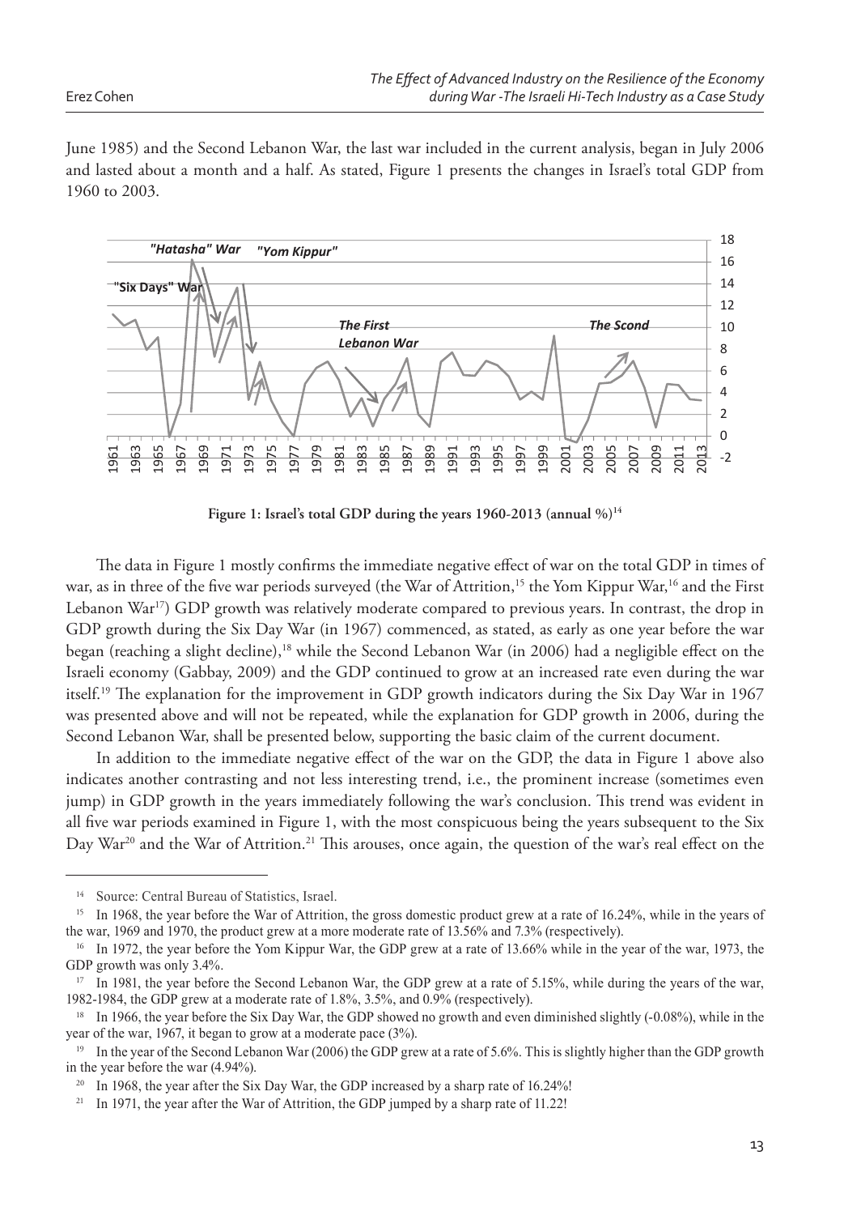June 1985) and the Second Lebanon War, the last war included in the current analysis, began in July 2006 and lasted about a month and a half. As stated, Figure 1 presents the changes in Israel's total GDP from 1960 to 2003.

**Figure 1: Israel's total GDP during the years 1960-2013 (annual %)**[14]

The data in Figure 1 mostly confirms the immediate negative effect of war on the total GDP in times of war, as in three of the five war periods surveyed (the War of Attrition,[15] the Yom Kippur War,[16] and the First Lebanon War[17]) GDP growth was relatively moderate compared to previous years. In contrast, the drop in GDP growth during the Six Day War (in 1967) commenced, as stated, as early as one year before the war began (reaching a slight decline),[18] while the Second Lebanon War (in 2006) had a negligible effect on the Israeli economy (Gabbay, 2009) and the GDP continued to grow at an increased rate even during the war itself.[19] The explanation for the improvement in GDP growth indicators during the Six Day War in 1967 was presented above and will not be repeated, while the explanation for GDP growth in 2006, during the Second Lebanon War, shall be presented below, supporting the basic claim of the current document.

In addition to the immediate negative effect of the war on the GDP, the data in Figure 1 above also indicates another contrasting and not less interesting trend, i.e., the prominent increase (sometimes even jump) in GDP growth in the years immediately following the war's conclusion. This trend was evident in all five war periods examined in Figure 1, with the most conspicuous being the years subsequent to the Six Day War[20] and the War of Attrition.[21] This arouses, once again, the question of the war's real effect on the

---

[14] Source: Central Bureau of Statistics, Israel.

[15] In 1968, the year before the War of Attrition, the gross domestic product grew at a rate of 16.24%, while in the years of the war, 1969 and 1970, the product grew at a more moderate rate of 13.56% and 7.3% (respectively).

[16] In 1972, the year before the Yom Kippur War, the GDP grew at a rate of 13.66% while in the year of the war, 1973, the GDP growth was only 3.4%.

[17] In 1981, the year before the Second Lebanon War, the GDP grew at a rate of 5.15%, while during the years of the war, 1982-1984, the GDP grew at a moderate rate of 1.8%, 3.5%, and 0.9% (respectively).

[18] In 1966, the year before the Six Day War, the GDP showed no growth and even diminished slightly (-0.08%), while in the year of the war, 1967, it began to grow at a moderate pace (3%).

[19] In the year of the Second Lebanon War (2006) the GDP grew at a rate of 5.6%. This is slightly higher than the GDP growth in the year before the war (4.94%).

[20] In 1968, the year after the Six Day War, the GDP increased by a sharp rate of 16.24%!

[21] In 1971, the year after the War of Attrition, the GDP jumped by a sharp rate of 11.22!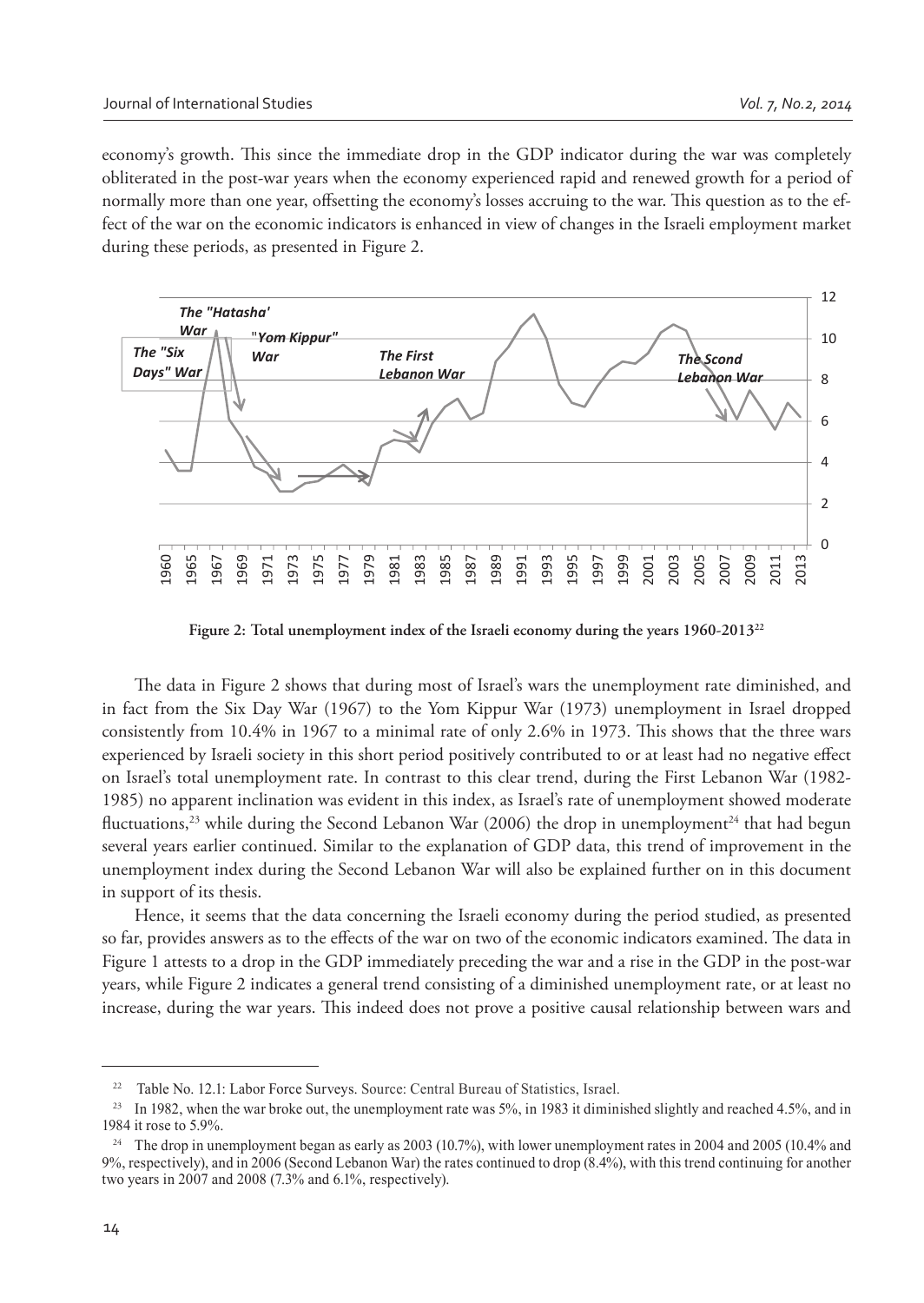economy's growth. This since the immediate drop in the GDP indicator during the war was completely obliterated in the post-war years when the economy experienced rapid and renewed growth for a period of normally more than one year, offsetting the economy's losses accruing to the war. This question as to the effect of the war on the economic indicators is enhanced in view of changes in the Israeli employment market during these periods, as presented in Figure 2.

**Figure 2: Total unemployment index of the Israeli economy during the years 1960-2013**[22]

The data in Figure 2 shows that during most of Israel's wars the unemployment rate diminished, and in fact from the Six Day War (1967) to the Yom Kippur War (1973) unemployment in Israel dropped consistently from 10.4% in 1967 to a minimal rate of only 2.6% in 1973. This shows that the three wars experienced by Israeli society in this short period positively contributed to or at least had no negative effect on Israel's total unemployment rate. In contrast to this clear trend, during the First Lebanon War (1982-1985) no apparent inclination was evident in this index, as Israel's rate of unemployment showed moderate fluctuations,[23] while during the Second Lebanon War (2006) the drop in unemployment[24] that had begun several years earlier continued. Similar to the explanation of GDP data, this trend of improvement in the unemployment index during the Second Lebanon War will also be explained further on in this document in support of its thesis.

Hence, it seems that the data concerning the Israeli economy during the period studied, as presented so far, provides answers as to the effects of the war on two of the economic indicators examined. The data in Figure 1 attests to a drop in the GDP immediately preceding the war and a rise in the GDP in the post-war years, while Figure 2 indicates a general trend consisting of a diminished unemployment rate, or at least no increase, during the war years. This indeed does not prove a positive causal relationship between wars and

---

[22] Table No. 12.1: Labor Force Surveys. Source: Central Bureau of Statistics, Israel.

[23] In 1982, when the war broke out, the unemployment rate was 5%, in 1983 it diminished slightly and reached 4.5%, and in 1984 it rose to 5.9%.

[24] The drop in unemployment began as early as 2003 (10.7%), with lower unemployment rates in 2004 and 2005 (10.4% and 9%, respectively), and in 2006 (Second Lebanon War) the rates continued to drop (8.4%), with this trend continuing for another two years in 2007 and 2008 (7.3% and 6.1%, respectively).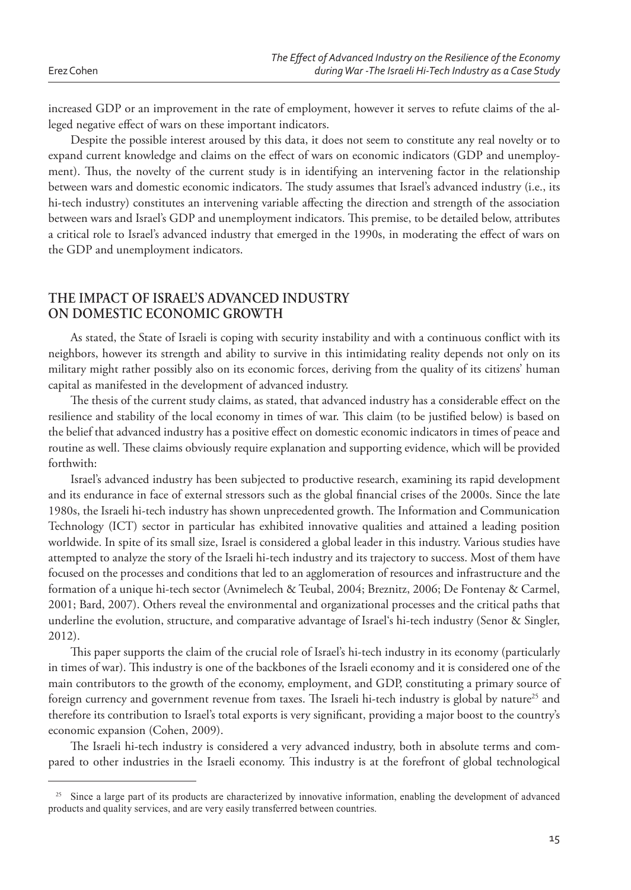increased GDP or an improvement in the rate of employment, however it serves to refute claims of the alleged negative effect of wars on these important indicators.

Despite the possible interest aroused by this data, it does not seem to constitute any real novelty or to expand current knowledge and claims on the effect of wars on economic indicators (GDP and unemployment). Thus, the novelty of the current study is in identifying an intervening factor in the relationship between wars and domestic economic indicators. The study assumes that Israel's advanced industry (i.e., its hi-tech industry) constitutes an intervening variable affecting the direction and strength of the association between wars and Israel's GDP and unemployment indicators. This premise, to be detailed below, attributes a critical role to Israel's advanced industry that emerged in the 1990s, in moderating the effect of wars on the GDP and unemployment indicators.

## THE IMPACT OF ISRAEL'S ADVANCED INDUSTRY ON DOMESTIC ECONOMIC GROWTH

As stated, the State of Israeli is coping with security instability and with a continuous conflict with its neighbors, however its strength and ability to survive in this intimidating reality depends not only on its military might rather possibly also on its economic forces, deriving from the quality of its citizens' human capital as manifested in the development of advanced industry.

The thesis of the current study claims, as stated, that advanced industry has a considerable effect on the resilience and stability of the local economy in times of war. This claim (to be justified below) is based on the belief that advanced industry has a positive effect on domestic economic indicators in times of peace and routine as well. These claims obviously require explanation and supporting evidence, which will be provided forthwith:

Israel's advanced industry has been subjected to productive research, examining its rapid development and its endurance in face of external stressors such as the global financial crises of the 2000s. Since the late 1980s, the Israeli hi-tech industry has shown unprecedented growth. The Information and Communication Technology (ICT) sector in particular has exhibited innovative qualities and attained a leading position worldwide. In spite of its small size, Israel is considered a global leader in this industry. Various studies have attempted to analyze the story of the Israeli hi-tech industry and its trajectory to success. Most of them have focused on the processes and conditions that led to an agglomeration of resources and infrastructure and the formation of a unique hi-tech sector (Avnimelech & Teubal, 2004; Breznitz, 2006; De Fontenay & Carmel, 2001; Bard, 2007). Others reveal the environmental and organizational processes and the critical paths that underline the evolution, structure, and comparative advantage of Israel's hi-tech industry (Senor & Singler, 2012).

This paper supports the claim of the crucial role of Israel's hi-tech industry in its economy (particularly in times of war). This industry is one of the backbones of the Israeli economy and it is considered one of the main contributors to the growth of the economy, employment, and GDP, constituting a primary source of foreign currency and government revenue from taxes. The Israeli hi-tech industry is global by nature[25] and therefore its contribution to Israel's total exports is very significant, providing a major boost to the country's economic expansion (Cohen, 2009).

The Israeli hi-tech industry is considered a very advanced industry, both in absolute terms and compared to other industries in the Israeli economy. This industry is at the forefront of global technological

---

[25] Since a large part of its products are characterized by innovative information, enabling the development of advanced products and quality services, and are very easily transferred between countries.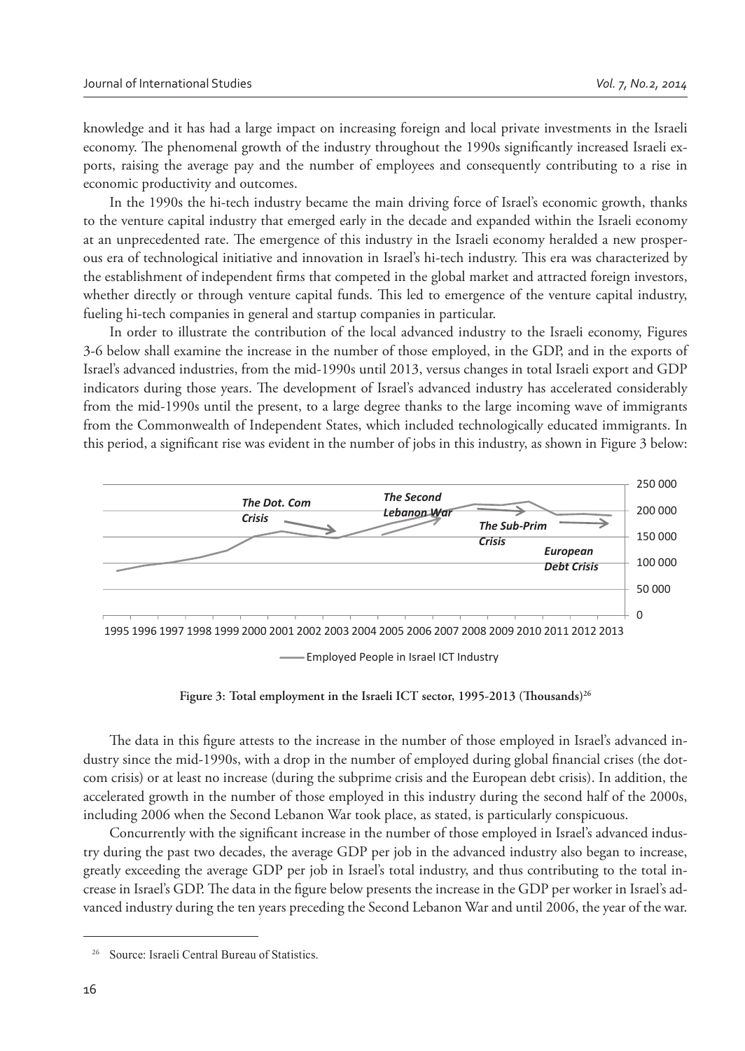knowledge and it has had a large impact on increasing foreign and local private investments in the Israeli economy. The phenomenal growth of the industry throughout the 1990s significantly increased Israeli exports, raising the average pay and the number of employees and consequently contributing to a rise in economic productivity and outcomes.

In the 1990s the hi-tech industry became the main driving force of Israel's economic growth, thanks to the venture capital industry that emerged early in the decade and expanded within the Israeli economy at an unprecedented rate. The emergence of this industry in the Israeli economy heralded a new prosperous era of technological initiative and innovation in Israel's hi-tech industry. This era was characterized by the establishment of independent firms that competed in the global market and attracted foreign investors, whether directly or through venture capital funds. This led to emergence of the venture capital industry, fueling hi-tech companies in general and startup companies in particular.

In order to illustrate the contribution of the local advanced industry to the Israeli economy, Figures 3-6 below shall examine the increase in the number of those employed, in the GDP, and in the exports of Israel's advanced industries, from the mid-1990s until 2013, versus changes in total Israeli export and GDP indicators during those years. The development of Israel's advanced industry has accelerated considerably from the mid-1990s until the present, to a large degree thanks to the large incoming wave of immigrants from the Commonwealth of Independent States, which included technologically educated immigrants. In this period, a significant rise was evident in the number of jobs in this industry, as shown in Figure 3 below:

**Figure 3: Total employment in the Israeli ICT sector, 1995-2013 (Thousands)**[26]

The data in this figure attests to the increase in the number of those employed in Israel's advanced industry since the mid-1990s, with a drop in the number of employed during global financial crises (the dot-com crisis) or at least no increase (during the subprime crisis and the European debt crisis). In addition, the accelerated growth in the number of those employed in this industry during the second half of the 2000s, including 2006 when the Second Lebanon War took place, as stated, is particularly conspicuous.

Concurrently with the significant increase in the number of those employed in Israel's advanced industry during the past two decades, the average GDP per job in the advanced industry also began to increase, greatly exceeding the average GDP per job in Israel's total industry, and thus contributing to the total increase in Israel's GDP. The data in the figure below presents the increase in the GDP per worker in Israel's advanced industry during the ten years preceding the Second Lebanon War and until 2006, the year of the war.

---

[26] Source: Israeli Central Bureau of Statistics.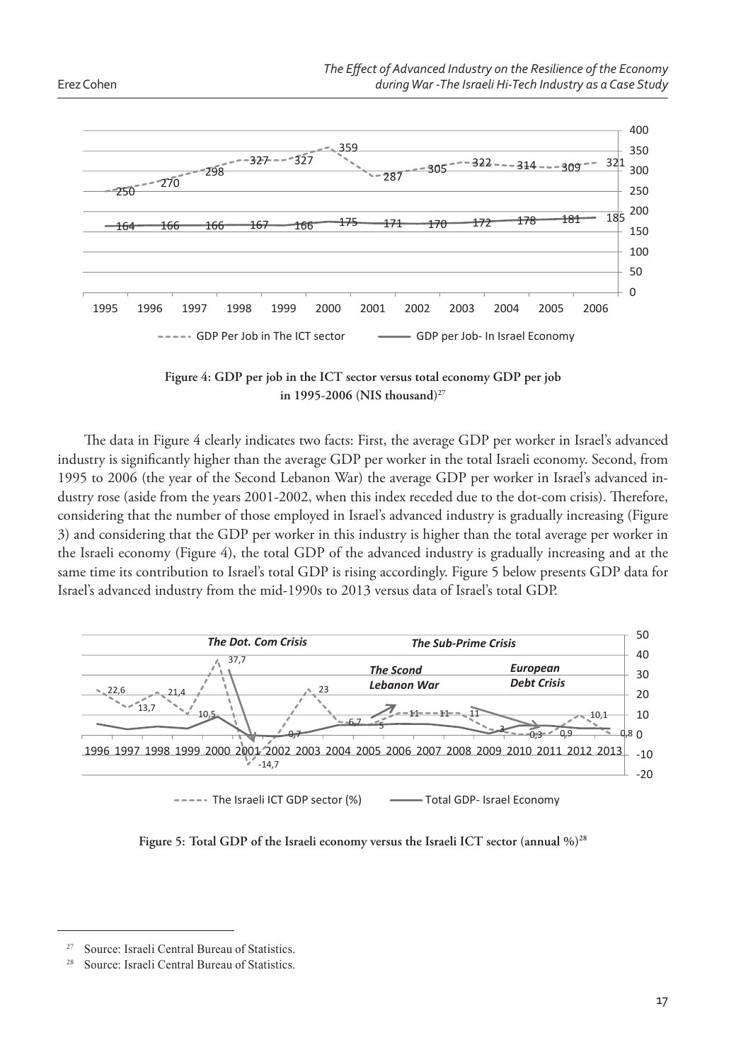**Figure 4: GDP per job in the ICT sector versus total economy GDP per job in 1995-2006 (NIS thousand)**[27]

The data in Figure 4 clearly indicates two facts: First, the average GDP per worker in Israel's advanced industry is significantly higher than the average GDP per worker in the total Israeli economy. Second, from 1995 to 2006 (the year of the Second Lebanon War) the average GDP per worker in Israel's advanced industry rose (aside from the years 2001-2002, when this index receded due to the dot-com crisis). Therefore, considering that the number of those employed in Israel's advanced industry is gradually increasing (Figure 3) and considering that the GDP per worker in this industry is higher than the total average per worker in the Israeli economy (Figure 4), the total GDP of the advanced industry is gradually increasing and at the same time its contribution to Israel's total GDP is rising accordingly. Figure 5 below presents GDP data for Israel's advanced industry from the mid-1990s to 2013 versus data of Israel's total GDP.

**Figure 5: Total GDP of the Israeli economy versus the Israeli ICT sector (annual %)**[28]

---

[27] Source: Israeli Central Bureau of Statistics.

[28] Source: Israeli Central Bureau of Statistics.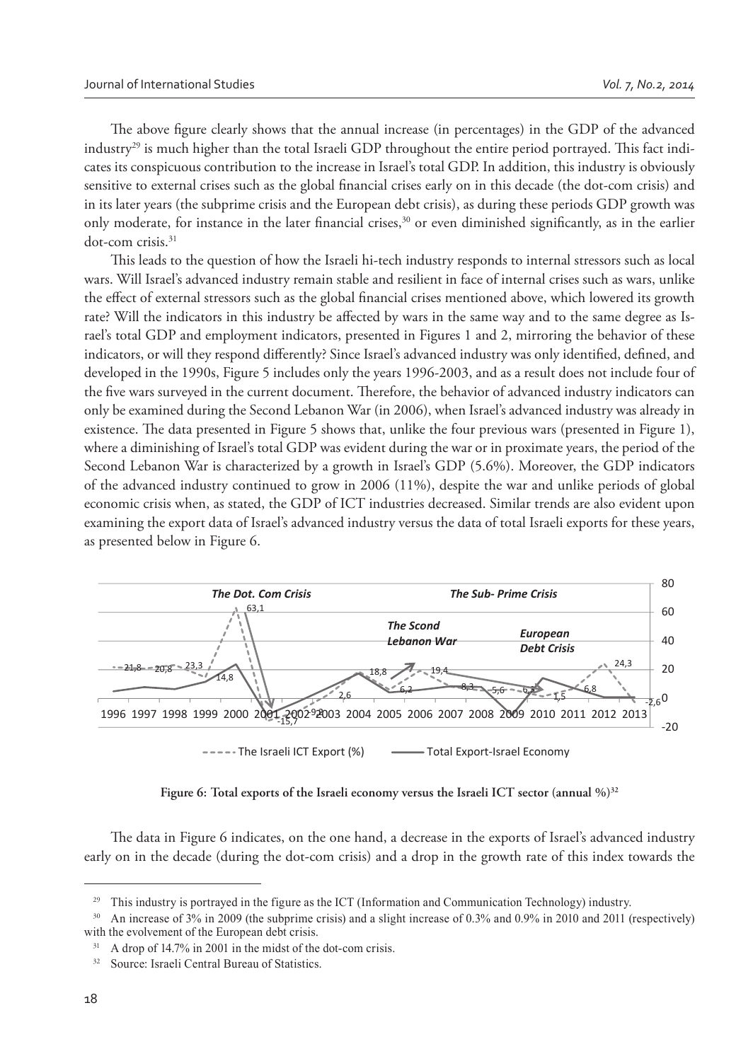The above figure clearly shows that the annual increase (in percentages) in the GDP of the advanced industry[29] is much higher than the total Israeli GDP throughout the entire period portrayed. This fact indicates its conspicuous contribution to the increase in Israel's total GDP. In addition, this industry is obviously sensitive to external crises such as the global financial crises early on in this decade (the dot-com crisis) and in its later years (the subprime crisis and the European debt crisis), as during these periods GDP growth was only moderate, for instance in the later financial crises,[30] or even diminished significantly, as in the earlier dot-com crisis.[31]

This leads to the question of how the Israeli hi-tech industry responds to internal stressors such as local wars. Will Israel's advanced industry remain stable and resilient in face of internal crises such as wars, unlike the effect of external stressors such as the global financial crises mentioned above, which lowered its growth rate? Will the indicators in this industry be affected by wars in the same way and to the same degree as Israel's total GDP and employment indicators, presented in Figures 1 and 2, mirroring the behavior of these indicators, or will they respond differently? Since Israel's advanced industry was only identified, defined, and developed in the 1990s, Figure 5 includes only the years 1996-2003, and as a result does not include four of the five wars surveyed in the current document. Therefore, the behavior of advanced industry indicators can only be examined during the Second Lebanon War (in 2006), when Israel's advanced industry was already in existence. The data presented in Figure 5 shows that, unlike the four previous wars (presented in Figure 1), where a diminishing of Israel's total GDP was evident during the war or in proximate years, the period of the Second Lebanon War is characterized by a growth in Israel's GDP (5.6%). Moreover, the GDP indicators of the advanced industry continued to grow in 2006 (11%), despite the war and unlike periods of global economic crisis when, as stated, the GDP of ICT industries decreased. Similar trends are also evident upon examining the export data of Israel's advanced industry versus the data of total Israeli exports for these years, as presented below in Figure 6.

**Figure 6: Total exports of the Israeli economy versus the Israeli ICT sector (annual %)**[32]

The data in Figure 6 indicates, on the one hand, a decrease in the exports of Israel's advanced industry early on in the decade (during the dot-com crisis) and a drop in the growth rate of this index towards the

---

[29] This industry is portrayed in the figure as the ICT (Information and Communication Technology) industry.

[30] An increase of 3% in 2009 (the subprime crisis) and a slight increase of 0.3% and 0.9% in 2010 and 2011 (respectively) with the evolvement of the European debt crisis.

[31] A drop of 14.7% in 2001 in the midst of the dot-com crisis.

[32] Source: Israeli Central Bureau of Statistics.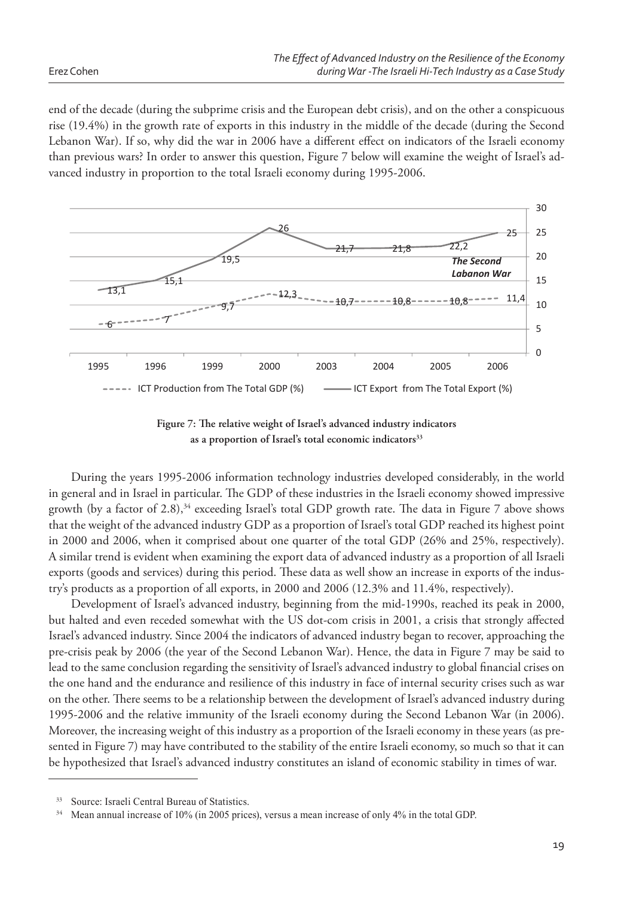end of the decade (during the subprime crisis and the European debt crisis), and on the other a conspicuous rise (19.4%) in the growth rate of exports in this industry in the middle of the decade (during the Second Lebanon War). If so, why did the war in 2006 have a different effect on indicators of the Israeli economy than previous wars? In order to answer this question, Figure 7 below will examine the weight of Israel's advanced industry in proportion to the total Israeli economy during 1995-2006.

| Year | ICT Production from The Total GDP (%) | ICT Export from The Total Export (%) |
|---|---|---|
| 1995 | 6 | 13,1 |
| 1996 | 7 | 15,1 |
| 1999 | 9,7 | 19,5 |
| 2000 | 12,3 | 26 |
| 2003 | 10,7 | 21,7 |
| 2004 | 10,8 | 21,8 |
| 2005 | 10,8 | 22,2 |
| 2006 | 11,4 | 25 |

*The Second Labanon War*

**Figure 7: The relative weight of Israel's advanced industry indicators as a proportion of Israel's total economic indicators**[33]

During the years 1995-2006 information technology industries developed considerably, in the world in general and in Israel in particular. The GDP of these industries in the Israeli economy showed impressive growth (by a factor of 2.8),[34] exceeding Israel's total GDP growth rate. The data in Figure 7 above shows that the weight of the advanced industry GDP as a proportion of Israel's total GDP reached its highest point in 2000 and 2006, when it comprised about one quarter of the total GDP (26% and 25%, respectively). A similar trend is evident when examining the export data of advanced industry as a proportion of all Israeli exports (goods and services) during this period. These data as well show an increase in exports of the industry's products as a proportion of all exports, in 2000 and 2006 (12.3% and 11.4%, respectively).

Development of Israel's advanced industry, beginning from the mid-1990s, reached its peak in 2000, but halted and even receded somewhat with the US dot-com crisis in 2001, a crisis that strongly affected Israel's advanced industry. Since 2004 the indicators of advanced industry began to recover, approaching the pre-crisis peak by 2006 (the year of the Second Lebanon War). Hence, the data in Figure 7 may be said to lead to the same conclusion regarding the sensitivity of Israel's advanced industry to global financial crises on the one hand and the endurance and resilience of this industry in face of internal security crises such as war on the other. There seems to be a relationship between the development of Israel's advanced industry during 1995-2006 and the relative immunity of the Israeli economy during the Second Lebanon War (in 2006). Moreover, the increasing weight of this industry as a proportion of the Israeli economy in these years (as presented in Figure 7) may have contributed to the stability of the entire Israeli economy, so much so that it can be hypothesized that Israel's advanced industry constitutes an island of economic stability in times of war.

---

[33] Source: Israeli Central Bureau of Statistics.

[34] Mean annual increase of 10% (in 2005 prices), versus a mean increase of only 4% in the total GDP.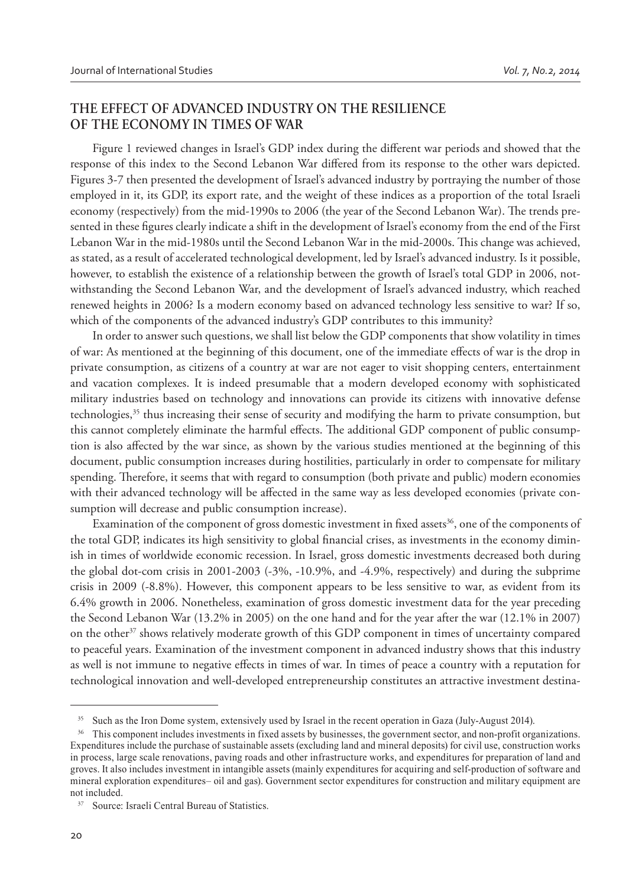## THE EFFECT OF ADVANCED INDUSTRY ON THE RESILIENCE OF THE ECONOMY IN TIMES OF WAR

Figure 1 reviewed changes in Israel's GDP index during the different war periods and showed that the response of this index to the Second Lebanon War differed from its response to the other wars depicted. Figures 3-7 then presented the development of Israel's advanced industry by portraying the number of those employed in it, its GDP, its export rate, and the weight of these indices as a proportion of the total Israeli economy (respectively) from the mid-1990s to 2006 (the year of the Second Lebanon War). The trends presented in these figures clearly indicate a shift in the development of Israel's economy from the end of the First Lebanon War in the mid-1980s until the Second Lebanon War in the mid-2000s. This change was achieved, as stated, as a result of accelerated technological development, led by Israel's advanced industry. Is it possible, however, to establish the existence of a relationship between the growth of Israel's total GDP in 2006, notwithstanding the Second Lebanon War, and the development of Israel's advanced industry, which reached renewed heights in 2006? Is a modern economy based on advanced technology less sensitive to war? If so, which of the components of the advanced industry's GDP contributes to this immunity?

In order to answer such questions, we shall list below the GDP components that show volatility in times of war: As mentioned at the beginning of this document, one of the immediate effects of war is the drop in private consumption, as citizens of a country at war are not eager to visit shopping centers, entertainment and vacation complexes. It is indeed presumable that a modern developed economy with sophisticated military industries based on technology and innovations can provide its citizens with innovative defense technologies,[35] thus increasing their sense of security and modifying the harm to private consumption, but this cannot completely eliminate the harmful effects. The additional GDP component of public consumption is also affected by the war since, as shown by the various studies mentioned at the beginning of this document, public consumption increases during hostilities, particularly in order to compensate for military spending. Therefore, it seems that with regard to consumption (both private and public) modern economies with their advanced technology will be affected in the same way as less developed economies (private consumption will decrease and public consumption increase).

Examination of the component of gross domestic investment in fixed assets[36], one of the components of the total GDP, indicates its high sensitivity to global financial crises, as investments in the economy diminish in times of worldwide economic recession. In Israel, gross domestic investments decreased both during the global dot-com crisis in 2001-2003 (-3%, -10.9%, and -4.9%, respectively) and during the subprime crisis in 2009 (-8.8%). However, this component appears to be less sensitive to war, as evident from its 6.4% growth in 2006. Nonetheless, examination of gross domestic investment data for the year preceding the Second Lebanon War (13.2% in 2005) on the one hand and for the year after the war (12.1% in 2007) on the other[37] shows relatively moderate growth of this GDP component in times of uncertainty compared to peaceful years. Examination of the investment component in advanced industry shows that this industry as well is not immune to negative effects in times of war. In times of peace a country with a reputation for technological innovation and well-developed entrepreneurship constitutes an attractive investment destina-

---

[35] Such as the Iron Dome system, extensively used by Israel in the recent operation in Gaza (July-August 2014).

[36] This component includes investments in fixed assets by businesses, the government sector, and non-profit organizations. Expenditures include the purchase of sustainable assets (excluding land and mineral deposits) for civil use, construction works in process, large scale renovations, paving roads and other infrastructure works, and expenditures for preparation of land and groves. It also includes investment in intangible assets (mainly expenditures for acquiring and self-production of software and mineral exploration expenditures– oil and gas). Government sector expenditures for construction and military equipment are not included.

[37] Source: Israeli Central Bureau of Statistics.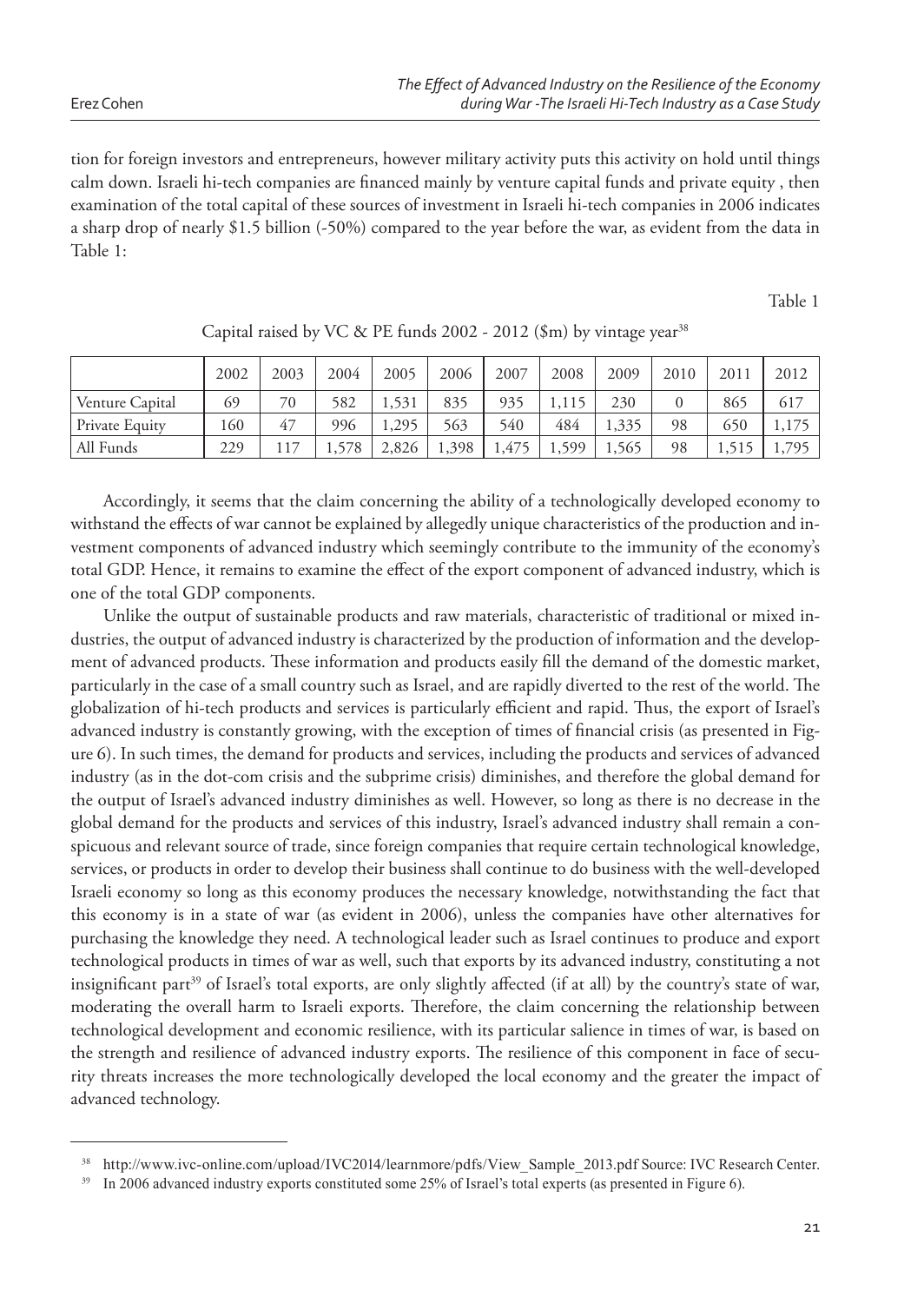tion for foreign investors and entrepreneurs, however military activity puts this activity on hold until things calm down. Israeli hi-tech companies are financed mainly by venture capital funds and private equity , then examination of the total capital of these sources of investment in Israeli hi-tech companies in 2006 indicates a sharp drop of nearly $1.5 billion (-50%) compared to the year before the war, as evident from the data in Table 1:

Table 1

Capital raised by VC & PE funds 2002 - 2012 ($m) by vintage year[38]

| | 2002 | 2003 | 2004 | 2005 | 2006 | 2007 | 2008 | 2009 | 2010 | 2011 | 2012 |
|---|---|---|---|---|---|---|---|---|---|---|---|
| Venture Capital | 69 | 70 | 582 | 1,531 | 835 | 935 | 1,115 | 230 | 0 | 865 | 617 |
| Private Equity | 160 | 47 | 996 | 1,295 | 563 | 540 | 484 | 1,335 | 98 | 650 | 1,175 |
| All Funds | 229 | 117 | 1,578 | 2,826 | 1,398 | 1,475 | 1,599 | 1,565 | 98 | 1,515 | 1,795 |

Accordingly, it seems that the claim concerning the ability of a technologically developed economy to withstand the effects of war cannot be explained by allegedly unique characteristics of the production and investment components of advanced industry which seemingly contribute to the immunity of the economy's total GDP. Hence, it remains to examine the effect of the export component of advanced industry, which is one of the total GDP components.

Unlike the output of sustainable products and raw materials, characteristic of traditional or mixed industries, the output of advanced industry is characterized by the production of information and the development of advanced products. These information and products easily fill the demand of the domestic market, particularly in the case of a small country such as Israel, and are rapidly diverted to the rest of the world. The globalization of hi-tech products and services is particularly efficient and rapid. Thus, the export of Israel's advanced industry is constantly growing, with the exception of times of financial crisis (as presented in Figure 6). In such times, the demand for products and services, including the products and services of advanced industry (as in the dot-com crisis and the subprime crisis) diminishes, and therefore the global demand for the output of Israel's advanced industry diminishes as well. However, so long as there is no decrease in the global demand for the products and services of this industry, Israel's advanced industry shall remain a conspicuous and relevant source of trade, since foreign companies that require certain technological knowledge, services, or products in order to develop their business shall continue to do business with the well-developed Israeli economy so long as this economy produces the necessary knowledge, notwithstanding the fact that this economy is in a state of war (as evident in 2006), unless the companies have other alternatives for purchasing the knowledge they need. A technological leader such as Israel continues to produce and export technological products in times of war as well, such that exports by its advanced industry, constituting a not insignificant part[39] of Israel's total exports, are only slightly affected (if at all) by the country's state of war, moderating the overall harm to Israeli exports. Therefore, the claim concerning the relationship between technological development and economic resilience, with its particular salience in times of war, is based on the strength and resilience of advanced industry exports. The resilience of this component in face of security threats increases the more technologically developed the local economy and the greater the impact of advanced technology.

---

[38] http://www.ivc-online.com/upload/IVC2014/learnmore/pdfs/View_Sample_2013.pdf Source: IVC Research Center.

[39] In 2006 advanced industry exports constituted some 25% of Israel's total experts (as presented in Figure 6).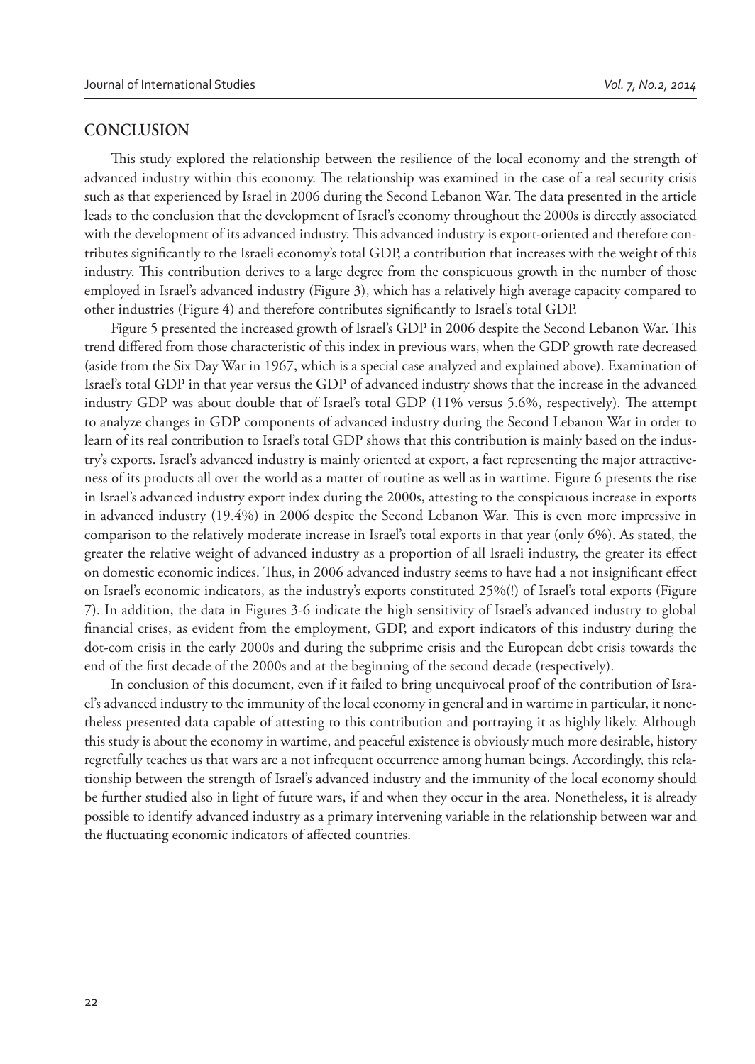## CONCLUSION

This study explored the relationship between the resilience of the local economy and the strength of advanced industry within this economy. The relationship was examined in the case of a real security crisis such as that experienced by Israel in 2006 during the Second Lebanon War. The data presented in the article leads to the conclusion that the development of Israel's economy throughout the 2000s is directly associated with the development of its advanced industry. This advanced industry is export-oriented and therefore contributes significantly to the Israeli economy's total GDP, a contribution that increases with the weight of this industry. This contribution derives to a large degree from the conspicuous growth in the number of those employed in Israel's advanced industry (Figure 3), which has a relatively high average capacity compared to other industries (Figure 4) and therefore contributes significantly to Israel's total GDP.

Figure 5 presented the increased growth of Israel's GDP in 2006 despite the Second Lebanon War. This trend differed from those characteristic of this index in previous wars, when the GDP growth rate decreased (aside from the Six Day War in 1967, which is a special case analyzed and explained above). Examination of Israel's total GDP in that year versus the GDP of advanced industry shows that the increase in the advanced industry GDP was about double that of Israel's total GDP (11% versus 5.6%, respectively). The attempt to analyze changes in GDP components of advanced industry during the Second Lebanon War in order to learn of its real contribution to Israel's total GDP shows that this contribution is mainly based on the industry's exports. Israel's advanced industry is mainly oriented at export, a fact representing the major attractiveness of its products all over the world as a matter of routine as well as in wartime. Figure 6 presents the rise in Israel's advanced industry export index during the 2000s, attesting to the conspicuous increase in exports in advanced industry (19.4%) in 2006 despite the Second Lebanon War. This is even more impressive in comparison to the relatively moderate increase in Israel's total exports in that year (only 6%). As stated, the greater the relative weight of advanced industry as a proportion of all Israeli industry, the greater its effect on domestic economic indices. Thus, in 2006 advanced industry seems to have had a not insignificant effect on Israel's economic indicators, as the industry's exports constituted 25%(!) of Israel's total exports (Figure 7). In addition, the data in Figures 3-6 indicate the high sensitivity of Israel's advanced industry to global financial crises, as evident from the employment, GDP, and export indicators of this industry during the dot-com crisis in the early 2000s and during the subprime crisis and the European debt crisis towards the end of the first decade of the 2000s and at the beginning of the second decade (respectively).

In conclusion of this document, even if it failed to bring unequivocal proof of the contribution of Israel's advanced industry to the immunity of the local economy in general and in wartime in particular, it nonetheless presented data capable of attesting to this contribution and portraying it as highly likely. Although this study is about the economy in wartime, and peaceful existence is obviously much more desirable, history regretfully teaches us that wars are a not infrequent occurrence among human beings. Accordingly, this relationship between the strength of Israel's advanced industry and the immunity of the local economy should be further studied also in light of future wars, if and when they occur in the area. Nonetheless, it is already possible to identify advanced industry as a primary intervening variable in the relationship between war and the fluctuating economic indicators of affected countries.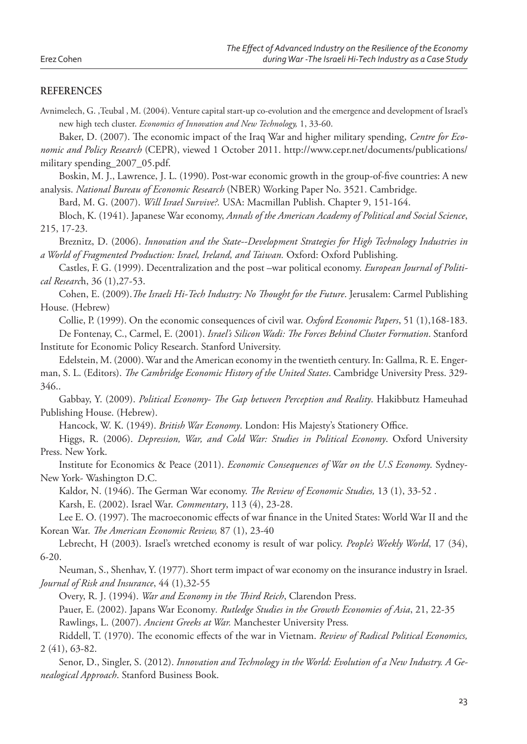## REFERENCES

Avnimelech, G. ,Teubal , M. (2004). Venture capital start-up co-evolution and the emergence and development of Israel's new high tech cluster. *Economics of Innovation and New Technology,* 1, 33-60.

Baker, D. (2007). The economic impact of the Iraq War and higher military spending, *Centre for Economic and Policy Research* (CEPR), viewed 1 October 2011. http://www.cepr.net/documents/publications/military spending_2007_05.pdf.

Boskin, M. J., Lawrence, J. L. (1990). Post-war economic growth in the group-of-five countries: A new analysis. *National Bureau of Economic Research* (NBER) Working Paper No. 3521. Cambridge.

Bard, M. G. (2007). *Will Israel Survive?.* USA: Macmillan Publish. Chapter 9, 151-164.

Bloch, K. (1941). Japanese War economy, *Annals of the American Academy of Political and Social Science*, 215, 17-23.

Breznitz, D. (2006). *Innovation and the State--Development Strategies for High Technology Industries in a World of Fragmented Production: Israel, Ireland, and Taiwan.* Oxford: Oxford Publishing.

Castles, F. G. (1999). Decentralization and the post –war political economy. *European Journal of Political Researc*h, 36 (1),27-53.

Cohen, E. (2009).*The Israeli Hi-Tech Industry: No Thought for the Future*. Jerusalem: Carmel Publishing House. (Hebrew)

Collie, P. (1999). On the economic consequences of civil war. *Oxford Economic Papers*, 51 (1),168-183.

De Fontenay, C., Carmel, E. (2001). *Israel's Silicon Wadi: The Forces Behind Cluster Formation*. Stanford Institute for Economic Policy Research. Stanford University.

Edelstein, M. (2000). War and the American economy in the twentieth century. In: Gallma, R. E. Engerman, S. L. (Editors). *The Cambridge Economic History of the United States*. Cambridge University Press. 329-346..

Gabbay, Y. (2009). *Political Economy- The Gap between Perception and Reality*. Hakibbutz Hameuhad Publishing House. (Hebrew).

Hancock, W. K. (1949). *British War Economy*. London: His Majesty's Stationery Office.

Higgs, R. (2006). *Depression, War, and Cold War: Studies in Political Economy*. Oxford University Press. New York.

Institute for Economics & Peace (2011). *Economic Consequences of War on the U.S Economy*. Sydney-New York- Washington D.C.

Kaldor, N. (1946). The German War economy. *The Review of Economic Studies,* 13 (1), 33-52 .

Karsh, E. (2002). Israel War. *Commentary*, 113 (4), 23-28.

Lee E. O. (1997). The macroeconomic effects of war finance in the United States: World War II and the Korean War. *The American Economic Review,* 87 (1), 23-40

Lebrecht, H (2003). Israel's wretched economy is result of war policy. *People's Weekly World*, 17 (34), 6-20.

Neuman, S., Shenhav, Y. (1977). Short term impact of war economy on the insurance industry in Israel. *Journal of Risk and Insurance*, 44 (1),32-55

Overy, R. J. (1994). *War and Economy in the Third Reich*, Clarendon Press.

Pauer, E. (2002). Japans War Economy. *Rutledge Studies in the Growth Economies of Asia*, 21, 22-35

Rawlings, L. (2007). *Ancient Greeks at War.* Manchester University Press*.*

Riddell, T. (1970). The economic effects of the war in Vietnam. *Review of Radical Political Economics,* 2 (41), 63-82.

Senor, D., Singler, S. (2012). *Innovation and Technology in the World: Evolution of a New Industry. A Genealogical Approach*. Stanford Business Book.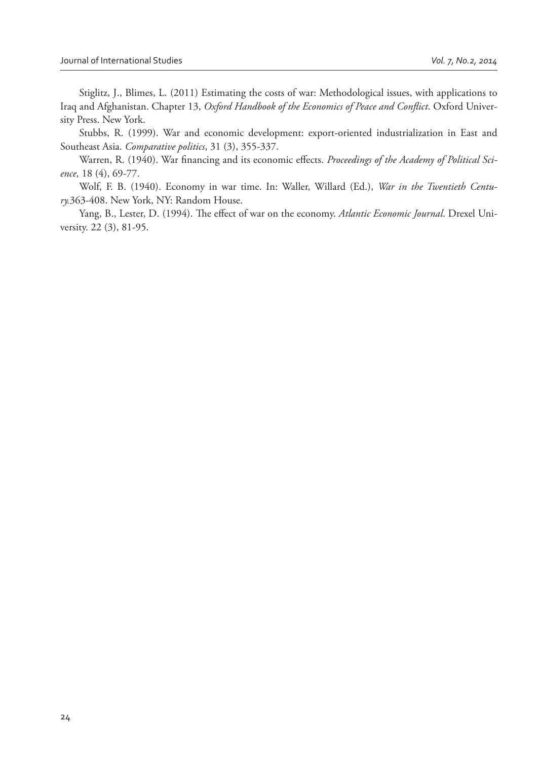Stiglitz, J., Blimes, L. (2011) Estimating the costs of war: Methodological issues, with applications to Iraq and Afghanistan. Chapter 13, *Oxford Handbook of the Economics of Peace and Conflict*. Oxford University Press. New York.

Stubbs, R. (1999). War and economic development: export-oriented industrialization in East and Southeast Asia. *Comparative politics*, 31 (3), 355-337.

Warren, R. (1940). War financing and its economic effects. *Proceedings of the Academy of Political Science,* 18 (4), 69-77.

Wolf, F. B. (1940). Economy in war time. In: Waller, Willard (Ed.), *War in the Twentieth Century.*363-408. New York, NY: Random House.

Yang, B., Lester, D. (1994). The effect of war on the economy. *Atlantic Economic Journal*. Drexel University. 22 (3), 81-95.